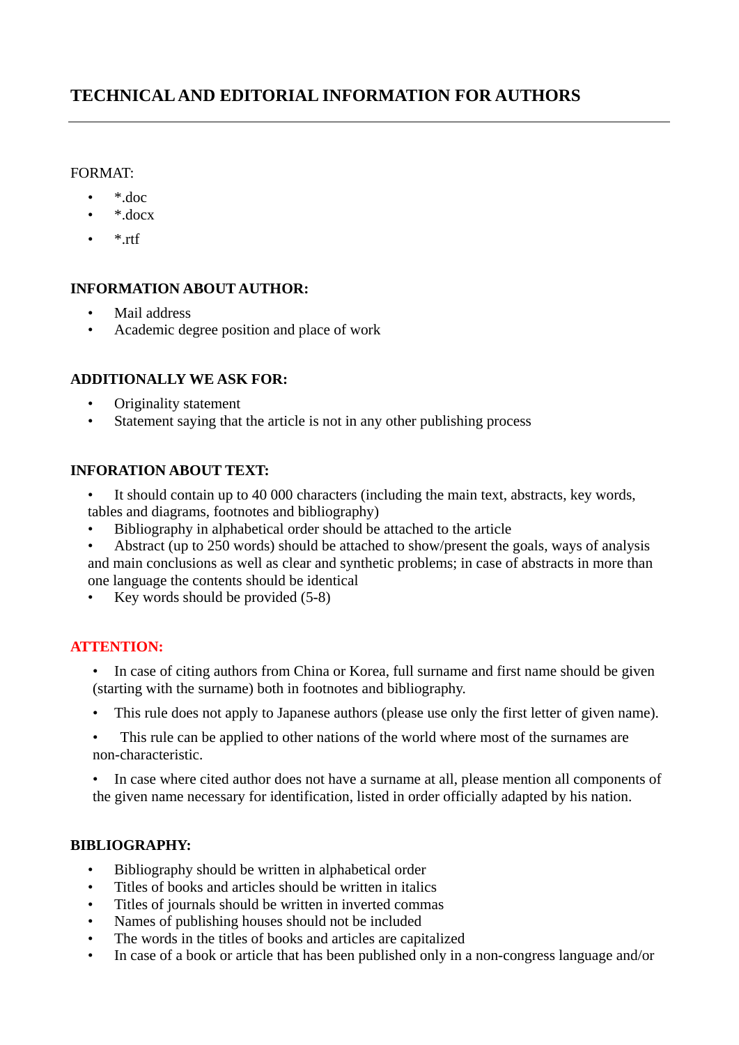# TECHNICAL AND EDITORIAL INFORMATION FOR AUTHORS

---

FORMAT:

- *.doc
- *.docx
- *.rtf

**INFORMATION ABOUT AUTHOR:**

- Mail address
- Academic degree position and place of work

**ADDITIONALLY WE ASK FOR:**

- Originality statement
- Statement saying that the article is not in any other publishing process

**INFORATION ABOUT TEXT:**

- It should contain up to 40 000 characters (including the main text, abstracts, key words, tables and diagrams, footnotes and bibliography)
- Bibliography in alphabetical order should be attached to the article
- Abstract (up to 250 words) should be attached to show/present the goals, ways of analysis and main conclusions as well as clear and synthetic problems; in case of abstracts in more than one language the contents should be identical
- Key words should be provided (5-8)

**ATTENTION:**

- In case of citing authors from China or Korea, full surname and first name should be given (starting with the surname) both in footnotes and bibliography.
- This rule does not apply to Japanese authors (please use only the first letter of given name).
- This rule can be applied to other nations of the world where most of the surnames are non-characteristic.
- In case where cited author does not have a surname at all, please mention all components of the given name necessary for identification, listed in order officially adapted by his nation.

**BIBLIOGRAPHY:**

- Bibliography should be written in alphabetical order
- Titles of books and articles should be written in italics
- Titles of journals should be written in inverted commas
- Names of publishing houses should not be included
- The words in the titles of books and articles are capitalized
- In case of a book or article that has been published only in a non-congress language and/or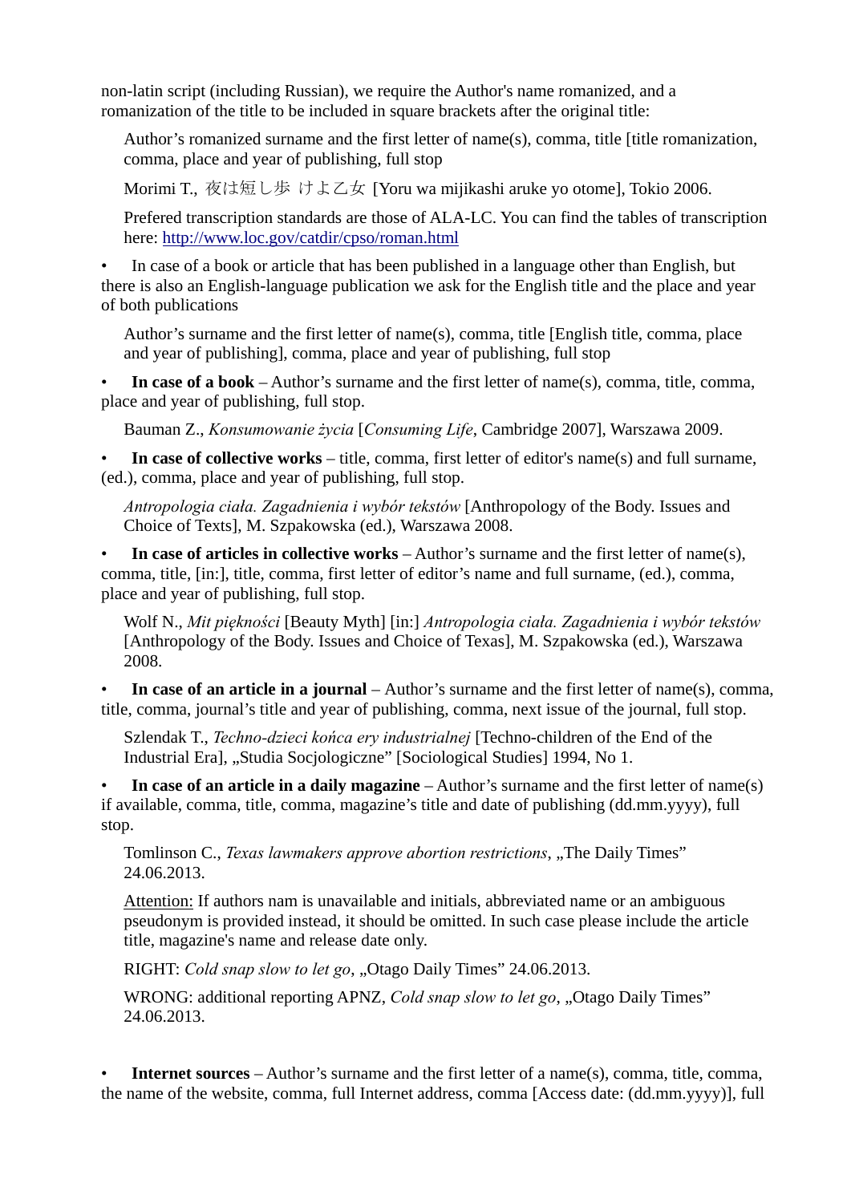non-latin script (including Russian), we require the Author's name romanized, and a romanization of the title to be included in square brackets after the original title:

> Author's romanized surname and the first letter of name(s), comma, title [title romanization, comma, place and year of publishing, full stop
>
> Morimi T., 夜は短し歩 けよ乙女 [Yoru wa mijikashi aruke yo otome], Tokio 2006.
>
> Prefered transcription standards are those of ALA-LC. You can find the tables of transcription here: [http://www.loc.gov/catdir/cpso/roman.html](http://www.loc.gov/catdir/cpso/roman.html)

- In case of a book or article that has been published in a language other than English, but there is also an English-language publication we ask for the English title and the place and year of both publications

> Author's surname and the first letter of name(s), comma, title [English title, comma, place and year of publishing], comma, place and year of publishing, full stop

- **In case of a book** – Author's surname and the first letter of name(s), comma, title, comma, place and year of publishing, full stop.

> Bauman Z., *Konsumowanie życia* [*Consuming Life*, Cambridge 2007], Warszawa 2009.

- **In case of collective works** – title, comma, first letter of editor's name(s) and full surname, (ed.), comma, place and year of publishing, full stop.

> *Antropologia ciała. Zagadnienia i wybór tekstów* [Anthropology of the Body. Issues and Choice of Texts], M. Szpakowska (ed.), Warszawa 2008.

- **In case of articles in collective works** – Author's surname and the first letter of name(s), comma, title, [in:], title, comma, first letter of editor's name and full surname, (ed.), comma, place and year of publishing, full stop.

> Wolf N., *Mit piękności* [Beauty Myth] [in:] *Antropologia ciała. Zagadnienia i wybór tekstów* [Anthropology of the Body. Issues and Choice of Texas], M. Szpakowska (ed.), Warszawa 2008.

- **In case of an article in a journal** – Author's surname and the first letter of name(s), comma, title, comma, journal's title and year of publishing, comma, next issue of the journal, full stop.

> Szlendak T., *Techno-dzieci końca ery industrialnej* [Techno-children of the End of the Industrial Era], „Studia Socjologiczne" [Sociological Studies] 1994, No 1.

- **In case of an article in a daily magazine** – Author's surname and the first letter of name(s) if available, comma, title, comma, magazine's title and date of publishing (dd.mm.yyyy), full stop.

> Tomlinson C., *Texas lawmakers approve abortion restrictions*, „The Daily Times" 24.06.2013.
>
> <u>Attention:</u> If authors nam is unavailable and initials, abbreviated name or an ambiguous pseudonym is provided instead, it should be omitted. In such case please include the article title, magazine's name and release date only.
>
> RIGHT: *Cold snap slow to let go*, „Otago Daily Times" 24.06.2013.
>
> WRONG: additional reporting APNZ, *Cold snap slow to let go*, „Otago Daily Times" 24.06.2013.

- **Internet sources** – Author's surname and the first letter of a name(s), comma, title, comma, the name of the website, comma, full Internet address, comma [Access date: (dd.mm.yyyy)], full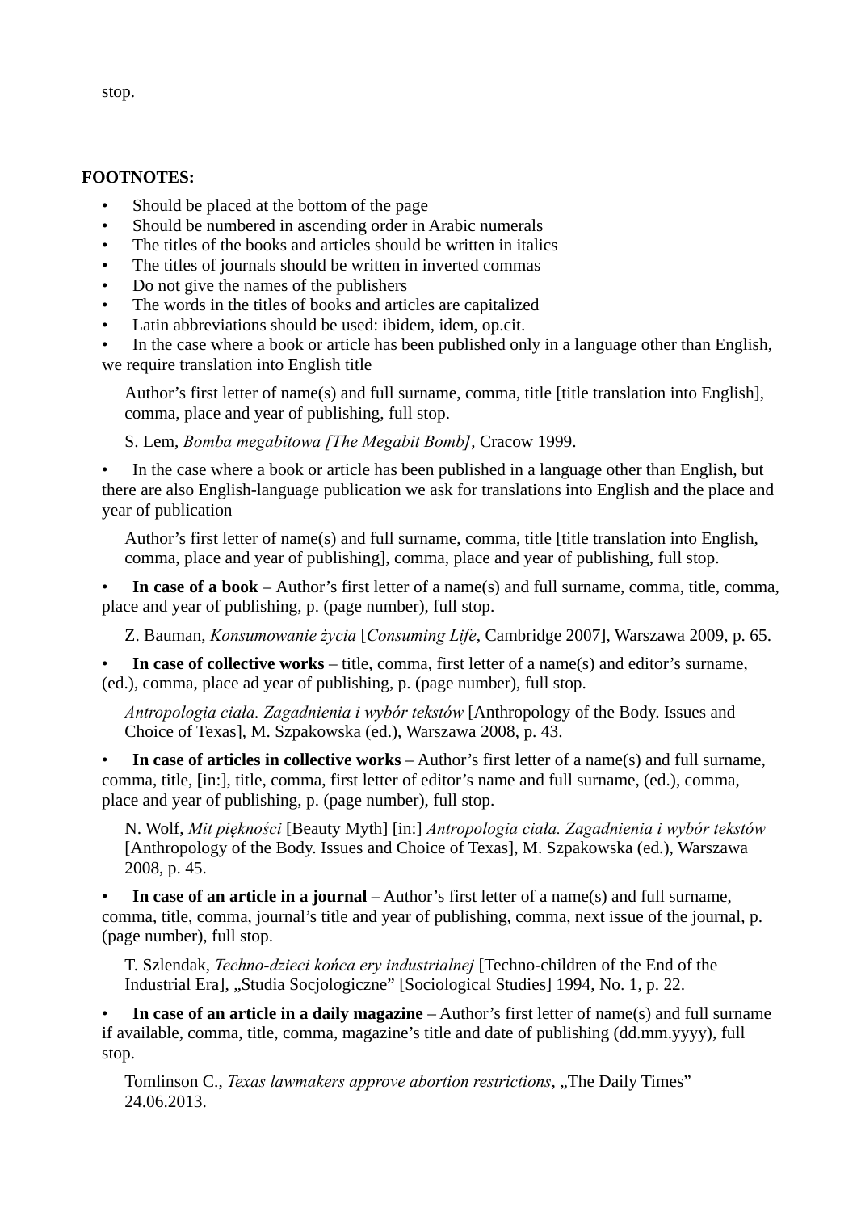stop.

**FOOTNOTES:**

- Should be placed at the bottom of the page
- Should be numbered in ascending order in Arabic numerals
- The titles of the books and articles should be written in italics
- The titles of journals should be written in inverted commas
- Do not give the names of the publishers
- The words in the titles of books and articles are capitalized
- Latin abbreviations should be used: ibidem, idem, op.cit.
- In the case where a book or article has been published only in a language other than English, we require translation into English title

  Author's first letter of name(s) and full surname, comma, title [title translation into English], comma, place and year of publishing, full stop.

  S. Lem, *Bomba megabitowa [The Megabit Bomb]*, Cracow 1999.

- In the case where a book or article has been published in a language other than English, but there are also English-language publication we ask for translations into English and the place and year of publication

  Author's first letter of name(s) and full surname, comma, title [title translation into English, comma, place and year of publishing], comma, place and year of publishing, full stop.

- **In case of a book** – Author's first letter of a name(s) and full surname, comma, title, comma, place and year of publishing, p. (page number), full stop.

  Z. Bauman, *Konsumowanie życia* [*Consuming Life*, Cambridge 2007], Warszawa 2009, p. 65.

- **In case of collective works** – title, comma, first letter of a name(s) and editor's surname, (ed.), comma, place ad year of publishing, p. (page number), full stop.

  *Antropologia ciała. Zagadnienia i wybór tekstów* [Anthropology of the Body. Issues and Choice of Texas], M. Szpakowska (ed.), Warszawa 2008, p. 43.

- **In case of articles in collective works** – Author's first letter of a name(s) and full surname, comma, title, [in:], title, comma, first letter of editor's name and full surname, (ed.), comma, place and year of publishing, p. (page number), full stop.

  N. Wolf, *Mit piękności* [Beauty Myth] [in:] *Antropologia ciała. Zagadnienia i wybór tekstów* [Anthropology of the Body. Issues and Choice of Texas], M. Szpakowska (ed.), Warszawa 2008, p. 45.

- **In case of an article in a journal** – Author's first letter of a name(s) and full surname, comma, title, comma, journal's title and year of publishing, comma, next issue of the journal, p. (page number), full stop.

  T. Szlendak, *Techno-dzieci końca ery industrialnej* [Techno-children of the End of the Industrial Era], „Studia Socjologiczne" [Sociological Studies] 1994, No. 1, p. 22.

- **In case of an article in a daily magazine** – Author's first letter of name(s) and full surname if available, comma, title, comma, magazine's title and date of publishing (dd.mm.yyyy), full stop.

  Tomlinson C., *Texas lawmakers approve abortion restrictions*, „The Daily Times" 24.06.2013.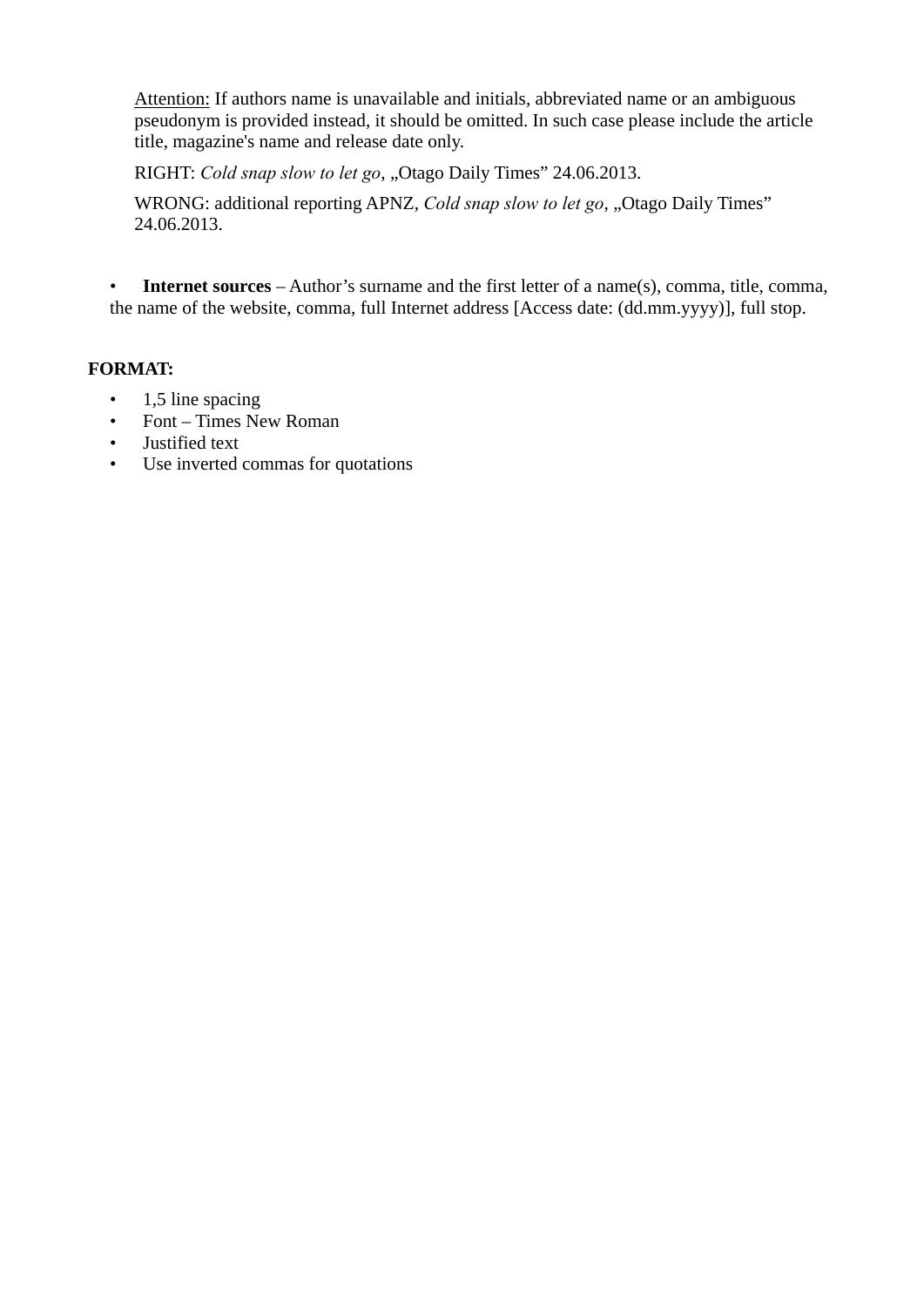<u>Attention:</u> If authors name is unavailable and initials, abbreviated name or an ambiguous pseudonym is provided instead, it should be omitted. In such case please include the article title, magazine's name and release date only.

RIGHT: *Cold snap slow to let go*, „Otago Daily Times" 24.06.2013.

WRONG: additional reporting APNZ, *Cold snap slow to let go*, „Otago Daily Times" 24.06.2013.

- **Internet sources** – Author's surname and the first letter of a name(s), comma, title, comma, the name of the website, comma, full Internet address [Access date: (dd.mm.yyyy)], full stop.

**FORMAT:**

- 1,5 line spacing
- Font – Times New Roman
- Justified text
- Use inverted commas for quotations